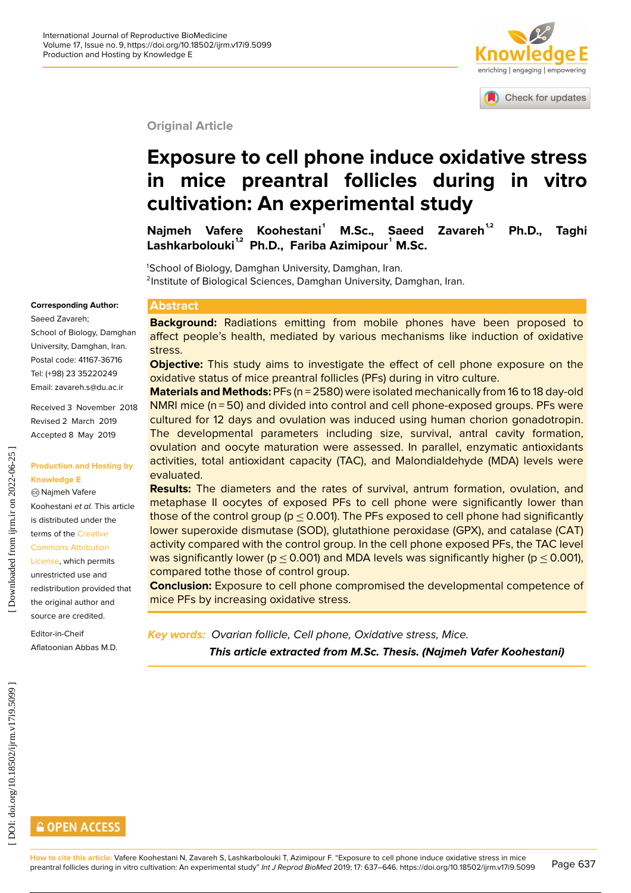Original Article

# Exposure to cell phone induce oxidative stress in mice preantral follicles during in vitro cultivation: An experimental study

**Najmeh Vafere Koohestani[1] M.Sc., Saeed Zavareh[1,2] Ph.D., Taghi Lashkarbolouki[1,2] Ph.D., Fariba Azimipour[1] M.Sc.**

[1]School of Biology, Damghan University, Damghan, Iran.
[2]Institute of Biological Sciences, Damghan University, Damghan, Iran.

**Corresponding Author:**
Saeed Zavareh;
School of Biology, Damghan University, Damghan, Iran.
Postal code: 41167-36716
Tel: (+98) 23 35220249
Email: zavareh.s@du.ac.ir

Received 3 November 2018
Revised 2 March 2019
Accepted 8 May 2019

**Production and Hosting by Knowledge E**

© Najmeh Vafere Koohestani *et al.* This article is distributed under the terms of the Creative Commons Attribution License, which permits unrestricted use and redistribution provided that the original author and source are credited.

Editor-in-Cheif
Aflatoonian Abbas M.D.

## Abstract

**Background:** Radiations emitting from mobile phones have been proposed to affect people's health, mediated by various mechanisms like induction of oxidative stress.

**Objective:** This study aims to investigate the effect of cell phone exposure on the oxidative status of mice preantral follicles (PFs) during in vitro culture.

**Materials and Methods:** PFs (n = 2580) were isolated mechanically from 16 to 18 day-old NMRI mice (n = 50) and divided into control and cell phone-exposed groups. PFs were cultured for 12 days and ovulation was induced using human chorion gonadotropin. The developmental parameters including size, survival, antral cavity formation, ovulation and oocyte maturation were assessed. In parallel, enzymatic antioxidants activities, total antioxidant capacity (TAC), and Malondialdehyde (MDA) levels were evaluated.

**Results:** The diameters and the rates of survival, antrum formation, ovulation, and metaphase II oocytes of exposed PFs to cell phone were significantly lower than those of the control group ($p \leq 0.001$). The PFs exposed to cell phone had significantly lower superoxide dismutase (SOD), glutathione peroxidase (GPX), and catalase (CAT) activity compared with the control group. In the cell phone exposed PFs, the TAC level was significantly lower ($p \leq 0.001$) and MDA levels was significantly higher ($p \leq 0.001$), compared tothe those of control group.

**Conclusion:** Exposure to cell phone compromised the developmental competence of mice PFs by increasing oxidative stress.

*Key words: Ovarian follicle, Cell phone, Oxidative stress, Mice.*

***This article extracted from M.Sc. Thesis. (Najmeh Vafer Koohestani)***

**How to cite this article:** Vafere Koohestani N, Zavareh S, Lashkarbolouki T, Azimipour F. "Exposure to cell phone induce oxidative stress in mice preantral follicles during in vitro cultivation: An experimental study" *Int J Reprod BioMed* 2019; 17: 637–646. https://doi.org/10.18502/ijrm.v17i9.5099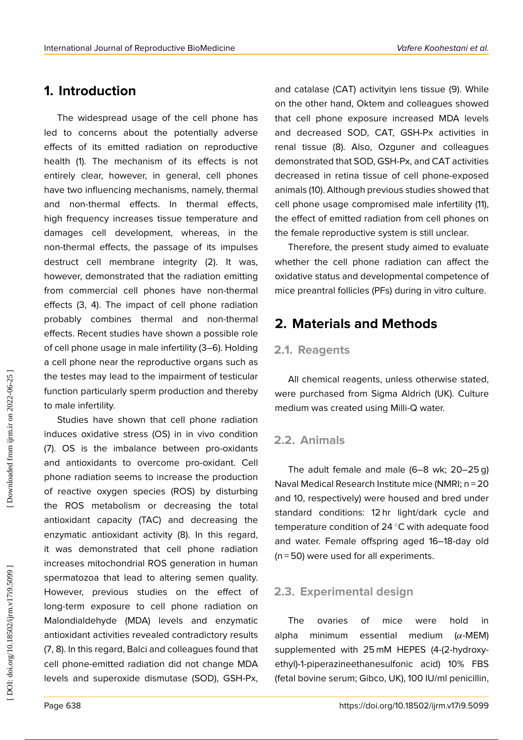## 1. Introduction

The widespread usage of the cell phone has led to concerns about the potentially adverse effects of its emitted radiation on reproductive health (1). The mechanism of its effects is not entirely clear, however, in general, cell phones have two influencing mechanisms, namely, thermal and non-thermal effects. In thermal effects, high frequency increases tissue temperature and damages cell development, whereas, in the non-thermal effects, the passage of its impulses destruct cell membrane integrity (2). It was, however, demonstrated that the radiation emitting from commercial cell phones have non-thermal effects (3, 4). The impact of cell phone radiation probably combines thermal and non-thermal effects. Recent studies have shown a possible role of cell phone usage in male infertility (3–6). Holding a cell phone near the reproductive organs such as the testes may lead to the impairment of testicular function particularly sperm production and thereby to male infertility.

Studies have shown that cell phone radiation induces oxidative stress (OS) in in vivo condition (7). OS is the imbalance between pro-oxidants and antioxidants to overcome pro-oxidant. Cell phone radiation seems to increase the production of reactive oxygen species (ROS) by disturbing the ROS metabolism or decreasing the total antioxidant capacity (TAC) and decreasing the enzymatic antioxidant activity (8). In this regard, it was demonstrated that cell phone radiation increases mitochondrial ROS generation in human spermatozoa that lead to altering semen quality. However, previous studies on the effect of long-term exposure to cell phone radiation on Malondialdehyde (MDA) levels and enzymatic antioxidant activities revealed contradictory results (7, 8). In this regard, Balci and colleagues found that cell phone-emitted radiation did not change MDA levels and superoxide dismutase (SOD), GSH-Px, and catalase (CAT) activityin lens tissue (9). While on the other hand, Oktem and colleagues showed that cell phone exposure increased MDA levels and decreased SOD, CAT, GSH-Px activities in renal tissue (8). Also, Ozguner and colleagues demonstrated that SOD, GSH-Px, and CAT activities decreased in retina tissue of cell phone-exposed animals (10). Although previous studies showed that cell phone usage compromised male infertility (11), the effect of emitted radiation from cell phones on the female reproductive system is still unclear.

Therefore, the present study aimed to evaluate whether the cell phone radiation can affect the oxidative status and developmental competence of mice preantral follicles (PFs) during in vitro culture.

## 2. Materials and Methods

### 2.1. Reagents

All chemical reagents, unless otherwise stated, were purchased from Sigma Aldrich (UK). Culture medium was created using Milli-Q water.

### 2.2. Animals

The adult female and male (6–8 wk; 20–25 g) Naval Medical Research Institute mice (NMRI; n = 20 and 10, respectively) were housed and bred under standard conditions: 12 hr light/dark cycle and temperature condition of 24 °C with adequate food and water. Female offspring aged 16–18-day old (n = 50) were used for all experiments.

### 2.3. Experimental design

The ovaries of mice were hold in alpha minimum essential medium ($\alpha$-MEM) supplemented with 25 mM HEPES (4-(2-hydroxy-ethyl)-1-piperazineethanesulfonic acid) 10% FBS (fetal bovine serum; Gibco, UK), 100 IU/ml penicillin,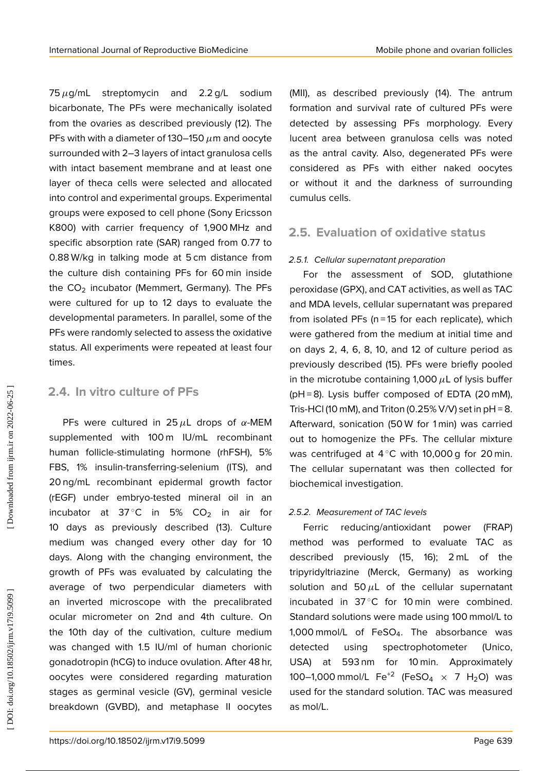75 $\mu$g/mL streptomycin and 2.2 g/L sodium bicarbonate, The PFs were mechanically isolated from the ovaries as described previously (12). The PFs with with a diameter of 130–150 $\mu$m and oocyte surrounded with 2–3 layers of intact granulosa cells with intact basement membrane and at least one layer of theca cells were selected and allocated into control and experimental groups. Experimental groups were exposed to cell phone (Sony Ericsson K800) with carrier frequency of 1,900 MHz and specific absorption rate (SAR) ranged from 0.77 to 0.88 W/kg in talking mode at 5 cm distance from the culture dish containing PFs for 60 min inside the $CO_2$ incubator (Memmert, Germany). The PFs were cultured for up to 12 days to evaluate the developmental parameters. In parallel, some of the PFs were randomly selected to assess the oxidative status. All experiments were repeated at least four times.

## 2.4. In vitro culture of PFs

PFs were cultured in 25 $\mu$L drops of $\alpha$-MEM supplemented with 100 m IU/mL recombinant human follicle-stimulating hormone (rhFSH), 5% FBS, 1% insulin-transferring-selenium (ITS), and 20 ng/mL recombinant epidermal growth factor (rEGF) under embryo-tested mineral oil in an incubator at 37°C in 5% $CO_2$ in air for 10 days as previously described (13). Culture medium was changed every other day for 10 days. Along with the changing environment, the growth of PFs was evaluated by calculating the average of two perpendicular diameters with an inverted microscope with the precalibrated ocular micrometer on 2nd and 4th culture. On the 10th day of the cultivation, culture medium was changed with 1.5 IU/ml of human chorionic gonadotropin (hCG) to induce ovulation. After 48 hr, oocytes were considered regarding maturation stages as germinal vesicle (GV), germinal vesicle breakdown (GVBD), and metaphase II oocytes (MII), as described previously (14). The antrum formation and survival rate of cultured PFs were detected by assessing PFs morphology. Every lucent area between granulosa cells was noted as the antral cavity. Also, degenerated PFs were considered as PFs with either naked oocytes or without it and the darkness of surrounding cumulus cells.

## 2.5. Evaluation of oxidative status

### *2.5.1. Cellular supernatant preparation*

For the assessment of SOD, glutathione peroxidase (GPX), and CAT activities, as well as TAC and MDA levels, cellular supernatant was prepared from isolated PFs (n = 15 for each replicate), which were gathered from the medium at initial time and on days 2, 4, 6, 8, 10, and 12 of culture period as previously described (15). PFs were briefly pooled in the microtube containing 1,000 $\mu$L of lysis buffer (pH = 8). Lysis buffer composed of EDTA (20 mM), Tris-HCl (10 mM), and Triton (0.25% V/V) set in pH = 8. Afterward, sonication (50 W for 1 min) was carried out to homogenize the PFs. The cellular mixture was centrifuged at 4°C with 10,000 g for 20 min. The cellular supernatant was then collected for biochemical investigation.

### *2.5.2. Measurement of TAC levels*

Ferric reducing/antioxidant power (FRAP) method was performed to evaluate TAC as described previously (15, 16); 2 mL of the tripyridyltriazine (Merck, Germany) as working solution and 50 $\mu$L of the cellular supernatant incubated in 37°C for 10 min were combined. Standard solutions were made using 100 mmol/L to 1,000 mmol/L of $FeSO_4$. The absorbance was detected using spectrophotometer (Unico, USA) at 593 nm for 10 min. Approximately 100–1,000 mmol/L $Fe^{+2}$ ($FeSO_4 \times 7\ H_2O$) was used for the standard solution. TAC was measured as mol/L.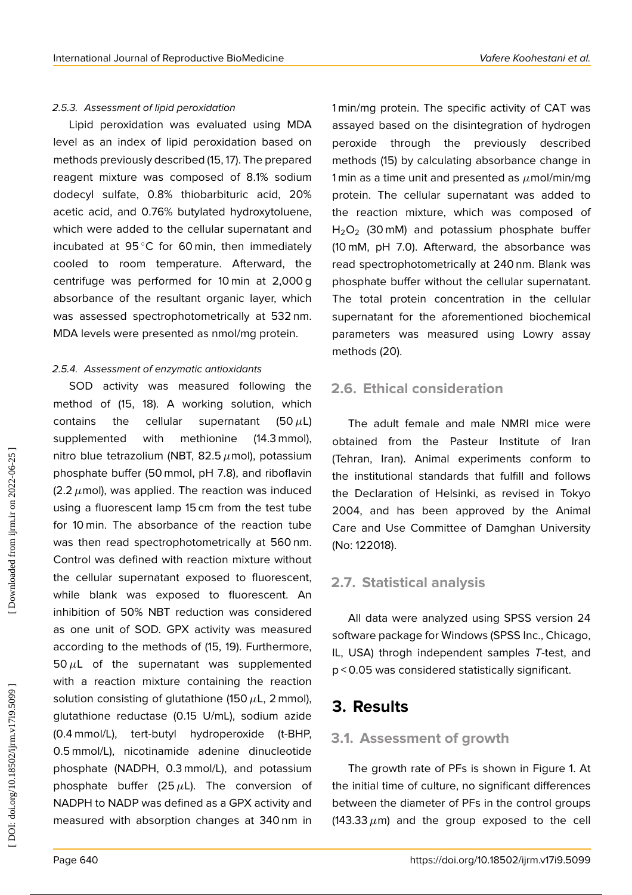#### 2.5.3. Assessment of lipid peroxidation

Lipid peroxidation was evaluated using MDA level as an index of lipid peroxidation based on methods previously described (15, 17). The prepared reagent mixture was composed of 8.1% sodium dodecyl sulfate, 0.8% thiobarbituric acid, 20% acetic acid, and 0.76% butylated hydroxytoluene, which were added to the cellular supernatant and incubated at 95°C for 60 min, then immediately cooled to room temperature. Afterward, the centrifuge was performed for 10 min at 2,000 g absorbance of the resultant organic layer, which was assessed spectrophotometrically at 532 nm. MDA levels were presented as nmol/mg protein.

#### 2.5.4. Assessment of enzymatic antioxidants

SOD activity was measured following the method of (15, 18). A working solution, which contains the cellular supernatant (50 $\mu$L) supplemented with methionine (14.3 mmol), nitro blue tetrazolium (NBT, 82.5 $\mu$mol), potassium phosphate buffer (50 mmol, pH 7.8), and riboflavin (2.2 $\mu$mol), was applied. The reaction was induced using a fluorescent lamp 15 cm from the test tube for 10 min. The absorbance of the reaction tube was then read spectrophotometrically at 560 nm. Control was defined with reaction mixture without the cellular supernatant exposed to fluorescent, while blank was exposed to fluorescent. An inhibition of 50% NBT reduction was considered as one unit of SOD. GPX activity was measured according to the methods of (15, 19). Furthermore, 50 $\mu$L of the supernatant was supplemented with a reaction mixture containing the reaction solution consisting of glutathione (150 $\mu$L, 2 mmol), glutathione reductase (0.15 U/mL), sodium azide (0.4 mmol/L), tert-butyl hydroperoxide (t-BHP, 0.5 mmol/L), nicotinamide adenine dinucleotide phosphate (NADPH, 0.3 mmol/L), and potassium phosphate buffer (25 $\mu$L). The conversion of NADPH to NADP was defined as a GPX activity and measured with absorption changes at 340 nm in 1 min/mg protein. The specific activity of CAT was assayed based on the disintegration of hydrogen peroxide through the previously described methods (15) by calculating absorbance change in 1 min as a time unit and presented as $\mu$mol/min/mg protein. The cellular supernatant was added to the reaction mixture, which was composed of $H_2O_2$ (30 mM) and potassium phosphate buffer (10 mM, pH 7.0). Afterward, the absorbance was read spectrophotometrically at 240 nm. Blank was phosphate buffer without the cellular supernatant. The total protein concentration in the cellular supernatant for the aforementioned biochemical parameters was measured using Lowry assay methods (20).

### 2.6. Ethical consideration

The adult female and male NMRI mice were obtained from the Pasteur Institute of Iran (Tehran, Iran). Animal experiments conform to the institutional standards that fulfill and follows the Declaration of Helsinki, as revised in Tokyo 2004, and has been approved by the Animal Care and Use Committee of Damghan University (No: 122018).

### 2.7. Statistical analysis

All data were analyzed using SPSS version 24 software package for Windows (SPSS Inc., Chicago, IL, USA) throgh independent samples *T*-test, and $p < 0.05$ was considered statistically significant.

## 3. Results

### 3.1. Assessment of growth

The growth rate of PFs is shown in Figure 1. At the initial time of culture, no significant differences between the diameter of PFs in the control groups (143.33 $\mu$m) and the group exposed to the cell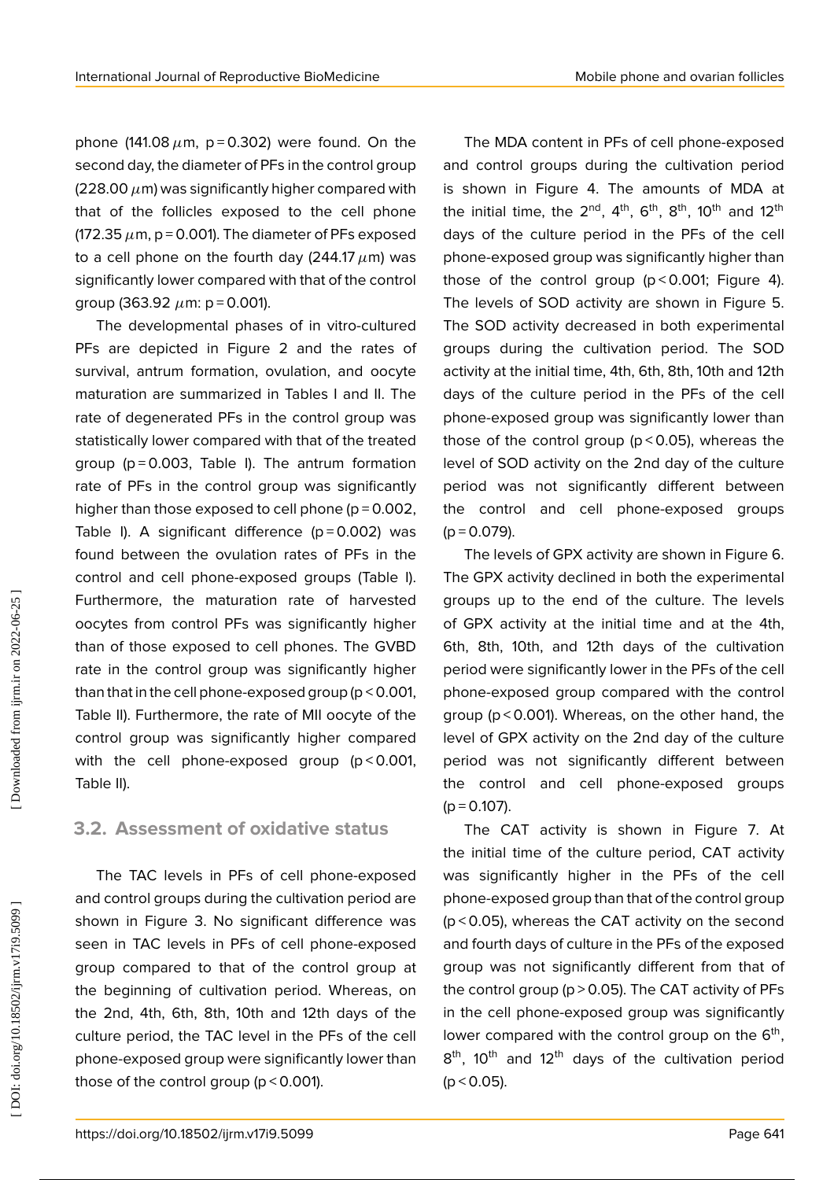phone (141.08 $\mu$m, $p = 0.302$) were found. On the second day, the diameter of PFs in the control group (228.00 $\mu$m) was significantly higher compared with that of the follicles exposed to the cell phone (172.35 $\mu$m, $p = 0.001$). The diameter of PFs exposed to a cell phone on the fourth day (244.17 $\mu$m) was significantly lower compared with that of the control group (363.92 $\mu$m: $p = 0.001$).

The developmental phases of in vitro-cultured PFs are depicted in Figure 2 and the rates of survival, antrum formation, ovulation, and oocyte maturation are summarized in Tables I and II. The rate of degenerated PFs in the control group was statistically lower compared with that of the treated group ($p = 0.003$, Table I). The antrum formation rate of PFs in the control group was significantly higher than those exposed to cell phone ($p = 0.002$, Table I). A significant difference ($p = 0.002$) was found between the ovulation rates of PFs in the control and cell phone-exposed groups (Table I). Furthermore, the maturation rate of harvested oocytes from control PFs was significantly higher than of those exposed to cell phones. The GVBD rate in the control group was significantly higher than that in the cell phone-exposed group ($p < 0.001$, Table II). Furthermore, the rate of MII oocyte of the control group was significantly higher compared with the cell phone-exposed group ($p < 0.001$, Table II).

## 3.2. Assessment of oxidative status

The TAC levels in PFs of cell phone-exposed and control groups during the cultivation period are shown in Figure 3. No significant difference was seen in TAC levels in PFs of cell phone-exposed group compared to that of the control group at the beginning of cultivation period. Whereas, on the 2nd, 4th, 6th, 8th, 10th and 12th days of the culture period, the TAC level in the PFs of the cell phone-exposed group were significantly lower than those of the control group ($p < 0.001$).

The MDA content in PFs of cell phone-exposed and control groups during the cultivation period is shown in Figure 4. The amounts of MDA at the initial time, the 2$^{nd}$, 4$^{th}$, 6$^{th}$, 8$^{th}$, 10$^{th}$ and 12$^{th}$ days of the culture period in the PFs of the cell phone-exposed group was significantly higher than those of the control group ($p < 0.001$; Figure 4). The levels of SOD activity are shown in Figure 5. The SOD activity decreased in both experimental groups during the cultivation period. The SOD activity at the initial time, 4th, 6th, 8th, 10th and 12th days of the culture period in the PFs of the cell phone-exposed group was significantly lower than those of the control group ($p < 0.05$), whereas the level of SOD activity on the 2nd day of the culture period was not significantly different between the control and cell phone-exposed groups ($p = 0.079$).

The levels of GPX activity are shown in Figure 6. The GPX activity declined in both the experimental groups up to the end of the culture. The levels of GPX activity at the initial time and at the 4th, 6th, 8th, 10th, and 12th days of the cultivation period were significantly lower in the PFs of the cell phone-exposed group compared with the control group ($p < 0.001$). Whereas, on the other hand, the level of GPX activity on the 2nd day of the culture period was not significantly different between the control and cell phone-exposed groups ($p = 0.107$).

The CAT activity is shown in Figure 7. At the initial time of the culture period, CAT activity was significantly higher in the PFs of the cell phone-exposed group than that of the control group ($p < 0.05$), whereas the CAT activity on the second and fourth days of culture in the PFs of the exposed group was not significantly different from that of the control group ($p > 0.05$). The CAT activity of PFs in the cell phone-exposed group was significantly lower compared with the control group on the 6$^{th}$, 8$^{th}$, 10$^{th}$ and 12$^{th}$ days of the cultivation period ($p < 0.05$).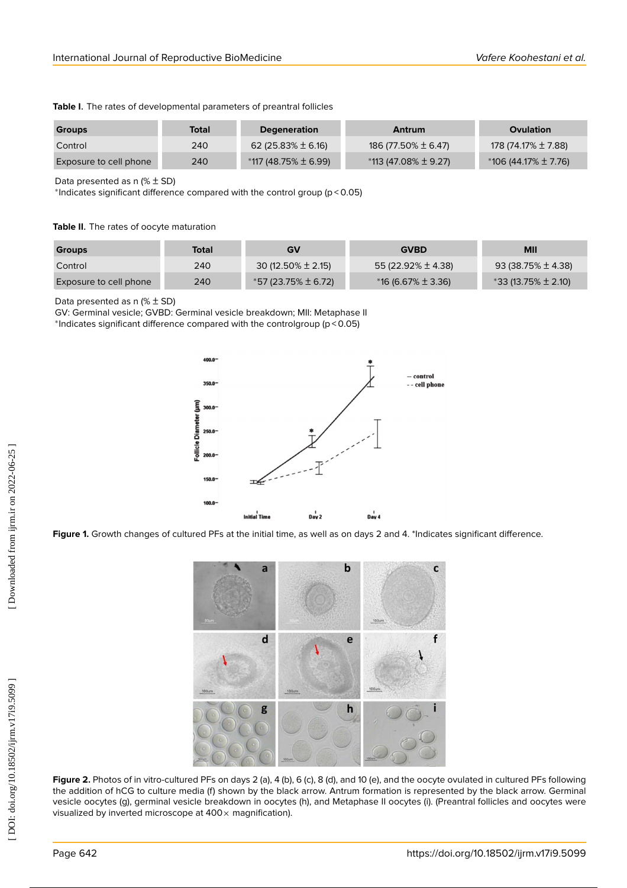**Table I.** The rates of developmental parameters of preantral follicles

| Groups | Total | Degeneration | Antrum | Ovulation |
|---|---|---|---|---|
| Control | 240 | 62 (25.83% ± 6.16) | 186 (77.50% ± 6.47) | 178 (74.17% ± 7.88) |
| Exposure to cell phone | 240 | *117 (48.75% ± 6.99) | *113 (47.08% ± 9.27) | *106 (44.17% ± 7.76) |

Data presented as n (% ± SD)
*Indicates significant difference compared with the control group ($p < 0.05$)

**Table II.** The rates of oocyte maturation

| Groups | Total | GV | GVBD | MII |
|---|---|---|---|---|
| Control | 240 | 30 (12.50% ± 2.15) | 55 (22.92% ± 4.38) | 93 (38.75% ± 4.38) |
| Exposure to cell phone | 240 | *57 (23.75% ± 6.72) | *16 (6.67% ± 3.36) | *33 (13.75% ± 2.10) |

Data presented as n (% ± SD)
GV: Germinal vesicle; GVBD: Germinal vesicle breakdown; MII: Metaphase II
*Indicates significant difference compared with the controlgroup ($p < 0.05$)

**Figure 1.** Growth changes of cultured PFs at the initial time, as well as on days 2 and 4. *Indicates significant difference.

**Figure 2.** Photos of in vitro-cultured PFs on days 2 (a), 4 (b), 6 (c), 8 (d), and 10 (e), and the oocyte ovulated in cultured PFs following the addition of hCG to culture media (f) shown by the black arrow. Antrum formation is represented by the black arrow. Germinal vesicle oocytes (g), germinal vesicle breakdown in oocytes (h), and Metaphase II oocytes (i). (Preantral follicles and oocytes were visualized by inverted microscope at 400× magnification).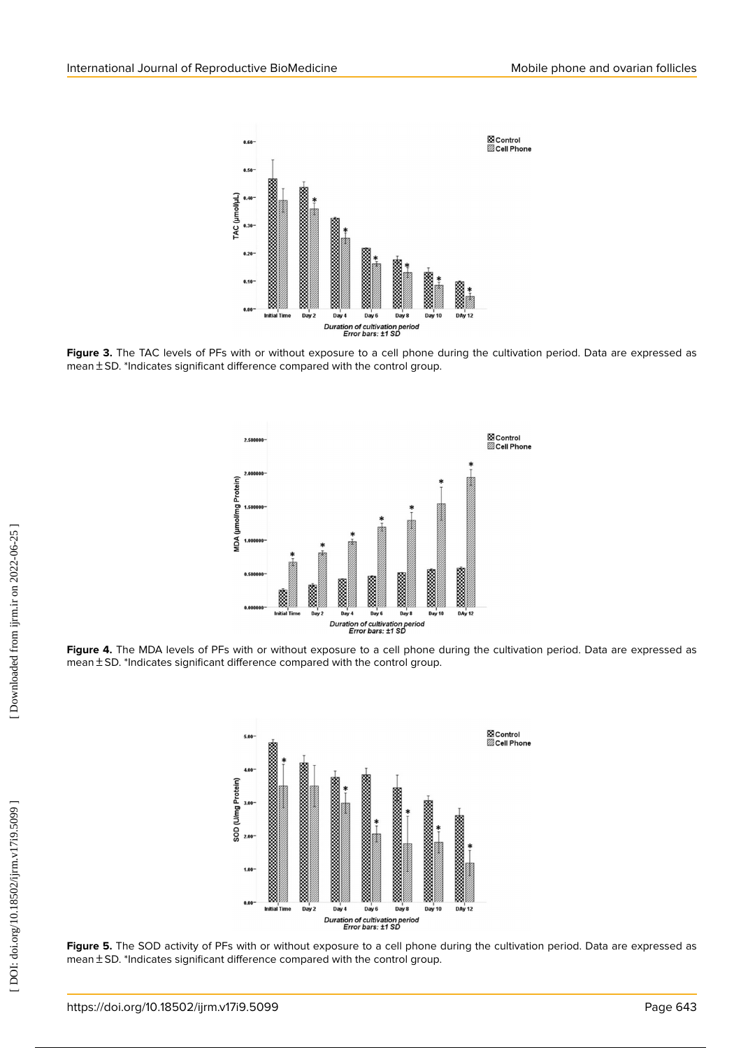**Figure 3.** The TAC levels of PFs with or without exposure to a cell phone during the cultivation period. Data are expressed as mean ± SD. *Indicates significant difference compared with the control group.

**Figure 4.** The MDA levels of PFs with or without exposure to a cell phone during the cultivation period. Data are expressed as mean ± SD. *Indicates significant difference compared with the control group.

**Figure 5.** The SOD activity of PFs with or without exposure to a cell phone during the cultivation period. Data are expressed as mean ± SD. *Indicates significant difference compared with the control group.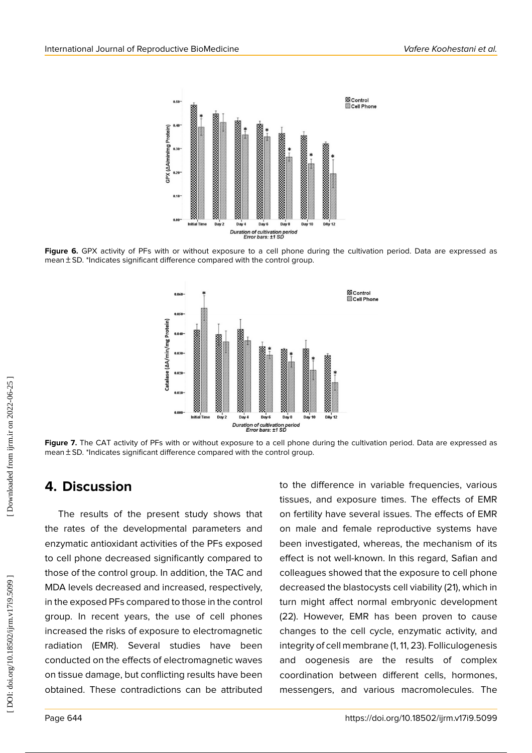Figure 6. GPX activity of PFs with or without exposure to a cell phone during the cultivation period. Data are expressed as mean ± SD. *Indicates significant difference compared with the control group.

Figure 7. The CAT activity of PFs with or without exposure to a cell phone during the cultivation period. Data are expressed as mean ± SD. *Indicates significant difference compared with the control group.

## 4. Discussion

The results of the present study shows that the rates of the developmental parameters and enzymatic antioxidant activities of the PFs exposed to cell phone decreased significantly compared to those of the control group. In addition, the TAC and MDA levels decreased and increased, respectively, in the exposed PFs compared to those in the control group. In recent years, the use of cell phones increased the risks of exposure to electromagnetic radiation (EMR). Several studies have been conducted on the effects of electromagnetic waves on tissue damage, but conflicting results have been obtained. These contradictions can be attributed to the difference in variable frequencies, various tissues, and exposure times. The effects of EMR on fertility have several issues. The effects of EMR on male and female reproductive systems have been investigated, whereas, the mechanism of its effect is not well-known. In this regard, Safian and colleagues showed that the exposure to cell phone decreased the blastocysts cell viability (21), which in turn might affect normal embryonic development (22). However, EMR has been proven to cause changes to the cell cycle, enzymatic activity, and integrity of cell membrane (1, 11, 23). Folliculogenesis and oogenesis are the results of complex coordination between different cells, hormones, messengers, and various macromolecules. The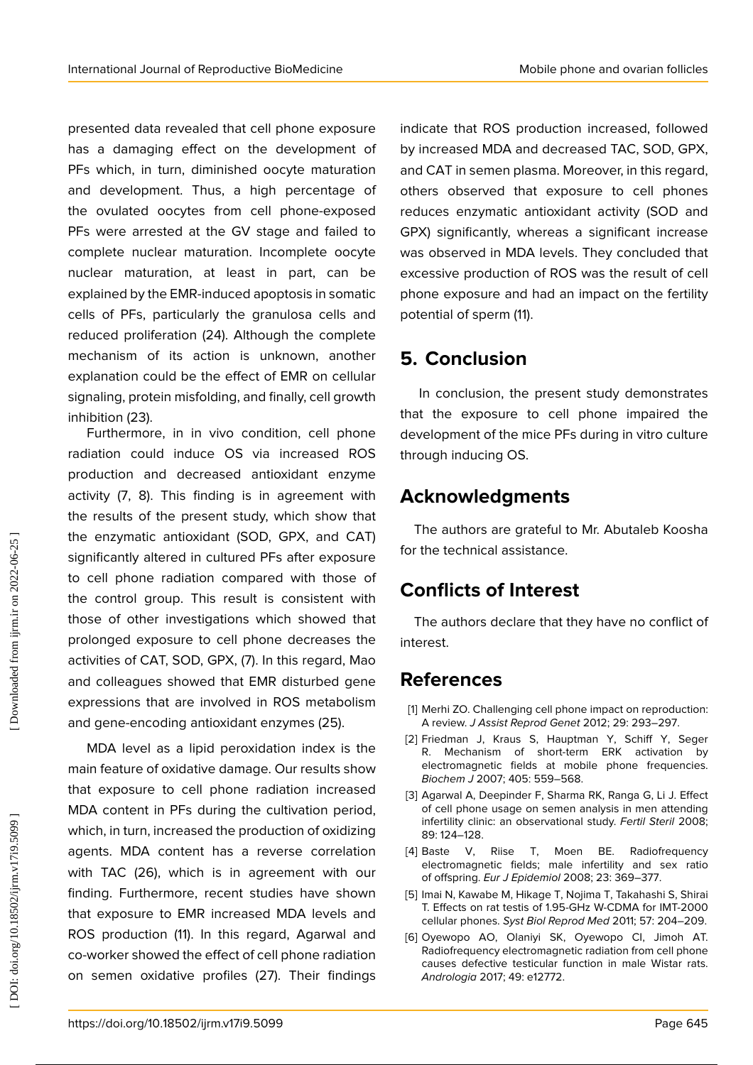presented data revealed that cell phone exposure has a damaging effect on the development of PFs which, in turn, diminished oocyte maturation and development. Thus, a high percentage of the ovulated oocytes from cell phone-exposed PFs were arrested at the GV stage and failed to complete nuclear maturation. Incomplete oocyte nuclear maturation, at least in part, can be explained by the EMR-induced apoptosis in somatic cells of PFs, particularly the granulosa cells and reduced proliferation (24). Although the complete mechanism of its action is unknown, another explanation could be the effect of EMR on cellular signaling, protein misfolding, and finally, cell growth inhibition (23).

Furthermore, in in vivo condition, cell phone radiation could induce OS via increased ROS production and decreased antioxidant enzyme activity (7, 8). This finding is in agreement with the results of the present study, which show that the enzymatic antioxidant (SOD, GPX, and CAT) significantly altered in cultured PFs after exposure to cell phone radiation compared with those of the control group. This result is consistent with those of other investigations which showed that prolonged exposure to cell phone decreases the activities of CAT, SOD, GPX, (7). In this regard, Mao and colleagues showed that EMR disturbed gene expressions that are involved in ROS metabolism and gene-encoding antioxidant enzymes (25).

MDA level as a lipid peroxidation index is the main feature of oxidative damage. Our results show that exposure to cell phone radiation increased MDA content in PFs during the cultivation period, which, in turn, increased the production of oxidizing agents. MDA content has a reverse correlation with TAC (26), which is in agreement with our finding. Furthermore, recent studies have shown that exposure to EMR increased MDA levels and ROS production (11). In this regard, Agarwal and co-worker showed the effect of cell phone radiation on semen oxidative profiles (27). Their findings indicate that ROS production increased, followed by increased MDA and decreased TAC, SOD, GPX, and CAT in semen plasma. Moreover, in this regard, others observed that exposure to cell phones reduces enzymatic antioxidant activity (SOD and GPX) significantly, whereas a significant increase was observed in MDA levels. They concluded that excessive production of ROS was the result of cell phone exposure and had an impact on the fertility potential of sperm (11).

## 5. Conclusion

In conclusion, the present study demonstrates that the exposure to cell phone impaired the development of the mice PFs during in vitro culture through inducing OS.

## Acknowledgments

The authors are grateful to Mr. Abutaleb Koosha for the technical assistance.

## Conflicts of Interest

The authors declare that they have no conflict of interest.

## References

[1] Merhi ZO. Challenging cell phone impact on reproduction: A review. *J Assist Reprod Genet* 2012; 29: 293–297.

[2] Friedman J, Kraus S, Hauptman Y, Schiff Y, Seger R. Mechanism of short-term ERK activation by electromagnetic fields at mobile phone frequencies. *Biochem J* 2007; 405: 559–568.

[3] Agarwal A, Deepinder F, Sharma RK, Ranga G, Li J. Effect of cell phone usage on semen analysis in men attending infertility clinic: an observational study. *Fertil Steril* 2008; 89: 124–128.

[4] Baste V, Riise T, Moen BE. Radiofrequency electromagnetic fields; male infertility and sex ratio of offspring. *Eur J Epidemiol* 2008; 23: 369–377.

[5] Imai N, Kawabe M, Hikage T, Nojima T, Takahashi S, Shirai T. Effects on rat testis of 1.95-GHz W-CDMA for IMT-2000 cellular phones. *Syst Biol Reprod Med* 2011; 57: 204–209.

[6] Oyewopo AO, Olaniyi SK, Oyewopo CI, Jimoh AT. Radiofrequency electromagnetic radiation from cell phone causes defective testicular function in male Wistar rats. *Andrologia* 2017; 49: e12772.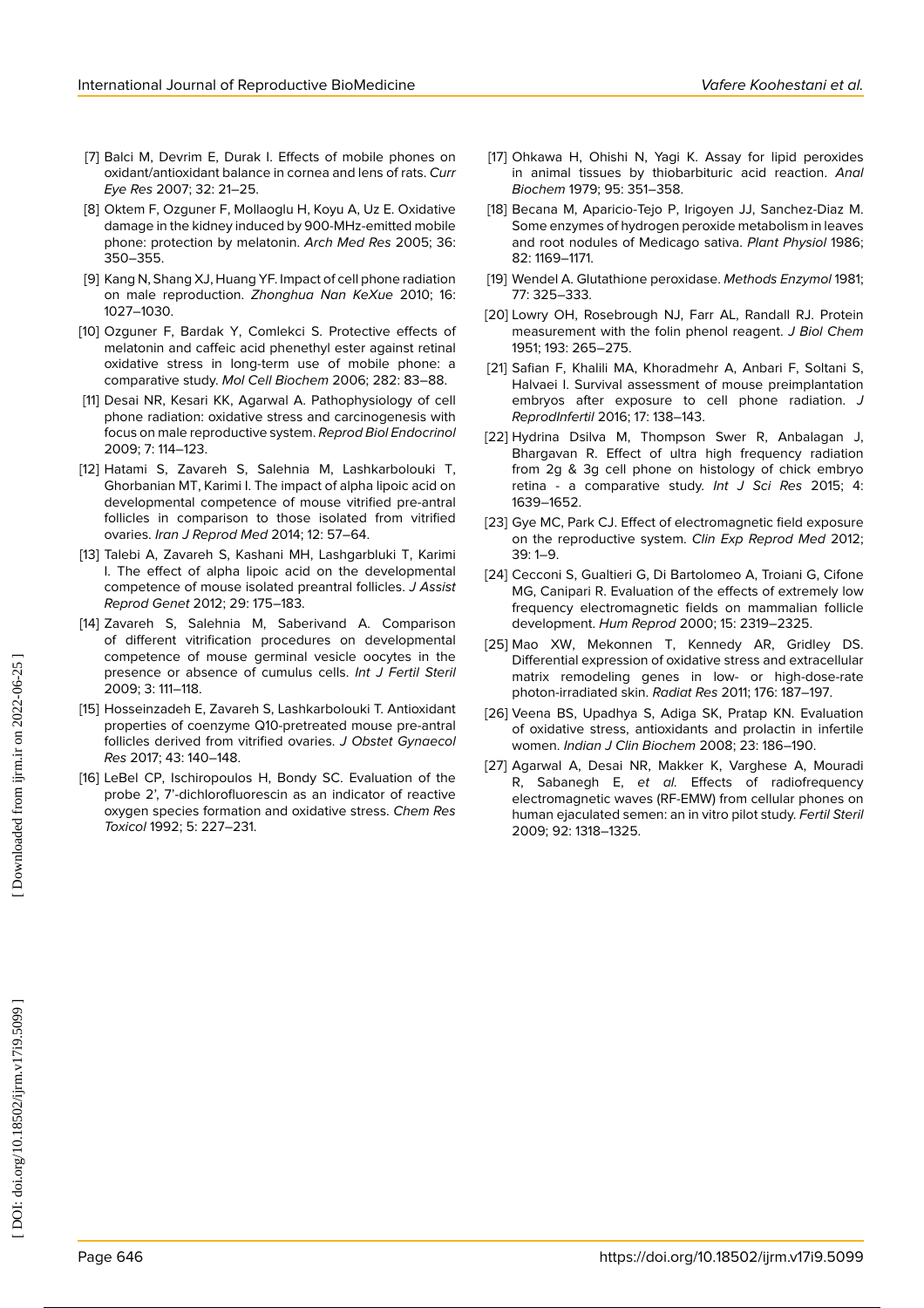[7] Balci M, Devrim E, Durak I. Effects of mobile phones on oxidant/antioxidant balance in cornea and lens of rats. *Curr Eye Res* 2007; 32: 21–25.

[8] Oktem F, Ozguner F, Mollaoglu H, Koyu A, Uz E. Oxidative damage in the kidney induced by 900-MHz-emitted mobile phone: protection by melatonin. *Arch Med Res* 2005; 36: 350–355.

[9] Kang N, Shang XJ, Huang YF. Impact of cell phone radiation on male reproduction. *Zhonghua Nan KeXue* 2010; 16: 1027–1030.

[10] Ozguner F, Bardak Y, Comlekci S. Protective effects of melatonin and caffeic acid phenethyl ester against retinal oxidative stress in long-term use of mobile phone: a comparative study. *Mol Cell Biochem* 2006; 282: 83–88.

[11] Desai NR, Kesari KK, Agarwal A. Pathophysiology of cell phone radiation: oxidative stress and carcinogenesis with focus on male reproductive system. *Reprod Biol Endocrinol* 2009; 7: 114–123.

[12] Hatami S, Zavareh S, Salehnia M, Lashkarbolouki T, Ghorbanian MT, Karimi I. The impact of alpha lipoic acid on developmental competence of mouse vitrified pre-antral follicles in comparison to those isolated from vitrified ovaries. *Iran J Reprod Med* 2014; 12: 57–64.

[13] Talebi A, Zavareh S, Kashani MH, Lashgarbluki T, Karimi I. The effect of alpha lipoic acid on the developmental competence of mouse isolated preantral follicles. *J Assist Reprod Genet* 2012; 29: 175–183.

[14] Zavareh S, Salehnia M, Saberivand A. Comparison of different vitrification procedures on developmental competence of mouse germinal vesicle oocytes in the presence or absence of cumulus cells. *Int J Fertil Steril* 2009; 3: 111–118.

[15] Hosseinzadeh E, Zavareh S, Lashkarbolouki T. Antioxidant properties of coenzyme Q10-pretreated mouse pre-antral follicles derived from vitrified ovaries. *J Obstet Gynaecol Res* 2017; 43: 140–148.

[16] LeBel CP, Ischiropoulos H, Bondy SC. Evaluation of the probe 2', 7'-dichlorofluorescin as an indicator of reactive oxygen species formation and oxidative stress. *Chem Res Toxicol* 1992; 5: 227–231.

[17] Ohkawa H, Ohishi N, Yagi K. Assay for lipid peroxides in animal tissues by thiobarbituric acid reaction. *Anal Biochem* 1979; 95: 351–358.

[18] Becana M, Aparicio-Tejo P, Irigoyen JJ, Sanchez-Diaz M. Some enzymes of hydrogen peroxide metabolism in leaves and root nodules of Medicago sativa. *Plant Physiol* 1986; 82: 1169–1171.

[19] Wendel A. Glutathione peroxidase. *Methods Enzymol* 1981; 77: 325–333.

[20] Lowry OH, Rosebrough NJ, Farr AL, Randall RJ. Protein measurement with the folin phenol reagent. *J Biol Chem* 1951; 193: 265–275.

[21] Safian F, Khalili MA, Khoradmehr A, Anbari F, Soltani S, Halvaei I. Survival assessment of mouse preimplantation embryos after exposure to cell phone radiation. *J ReprodInfertil* 2016; 17: 138–143.

[22] Hydrina Dsilva M, Thompson Swer R, Anbalagan J, Bhargavan R. Effect of ultra high frequency radiation from 2g & 3g cell phone on histology of chick embryo retina - a comparative study. *Int J Sci Res* 2015; 4: 1639–1652.

[23] Gye MC, Park CJ. Effect of electromagnetic field exposure on the reproductive system. *Clin Exp Reprod Med* 2012; 39: 1–9.

[24] Cecconi S, Gualtieri G, Di Bartolomeo A, Troiani G, Cifone MG, Canipari R. Evaluation of the effects of extremely low frequency electromagnetic fields on mammalian follicle development. *Hum Reprod* 2000; 15: 2319–2325.

[25] Mao XW, Mekonnen T, Kennedy AR, Gridley DS. Differential expression of oxidative stress and extracellular matrix remodeling genes in low- or high-dose-rate photon-irradiated skin. *Radiat Res* 2011; 176: 187–197.

[26] Veena BS, Upadhya S, Adiga SK, Pratap KN. Evaluation of oxidative stress, antioxidants and prolactin in infertile women. *Indian J Clin Biochem* 2008; 23: 186–190.

[27] Agarwal A, Desai NR, Makker K, Varghese A, Mouradi R, Sabanegh E, *et al*. Effects of radiofrequency electromagnetic waves (RF-EMW) from cellular phones on human ejaculated semen: an in vitro pilot study. *Fertil Steril* 2009; 92: 1318–1325.